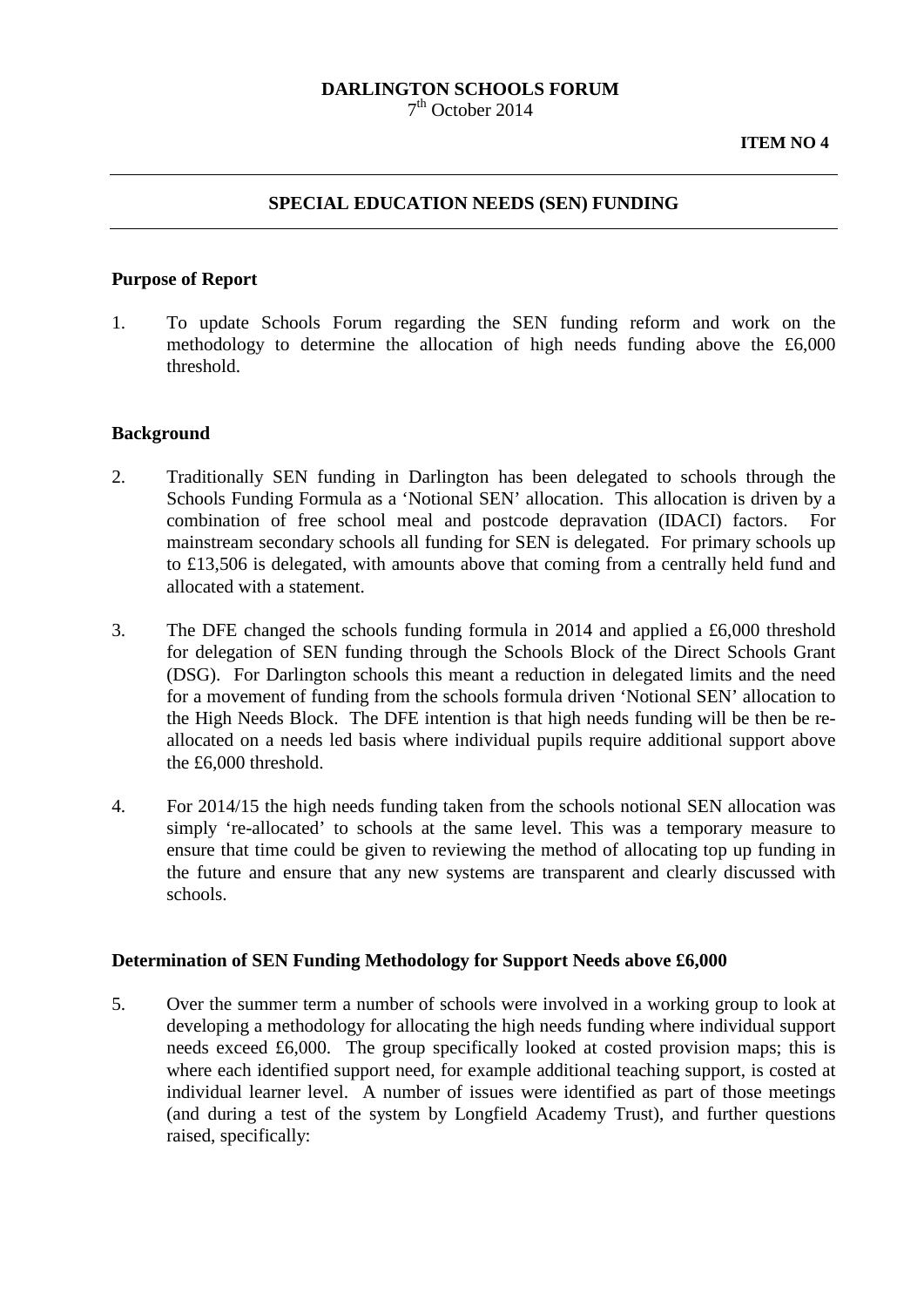**DARLINGTON SCHOOLS FORUM**
7th October 2014

**ITEM NO 4**

---

## SPECIAL EDUCATION NEEDS (SEN) FUNDING

---

### Purpose of Report

1. To update Schools Forum regarding the SEN funding reform and work on the methodology to determine the allocation of high needs funding above the £6,000 threshold.

### Background

2. Traditionally SEN funding in Darlington has been delegated to schools through the Schools Funding Formula as a 'Notional SEN' allocation. This allocation is driven by a combination of free school meal and postcode depravation (IDACI) factors. For mainstream secondary schools all funding for SEN is delegated. For primary schools up to £13,506 is delegated, with amounts above that coming from a centrally held fund and allocated with a statement.

3. The DFE changed the schools funding formula in 2014 and applied a £6,000 threshold for delegation of SEN funding through the Schools Block of the Direct Schools Grant (DSG). For Darlington schools this meant a reduction in delegated limits and the need for a movement of funding from the schools formula driven 'Notional SEN' allocation to the High Needs Block. The DFE intention is that high needs funding will be then be re-allocated on a needs led basis where individual pupils require additional support above the £6,000 threshold.

4. For 2014/15 the high needs funding taken from the schools notional SEN allocation was simply 're-allocated' to schools at the same level. This was a temporary measure to ensure that time could be given to reviewing the method of allocating top up funding in the future and ensure that any new systems are transparent and clearly discussed with schools.

### Determination of SEN Funding Methodology for Support Needs above £6,000

5. Over the summer term a number of schools were involved in a working group to look at developing a methodology for allocating the high needs funding where individual support needs exceed £6,000. The group specifically looked at costed provision maps; this is where each identified support need, for example additional teaching support, is costed at individual learner level. A number of issues were identified as part of those meetings (and during a test of the system by Longfield Academy Trust), and further questions raised, specifically: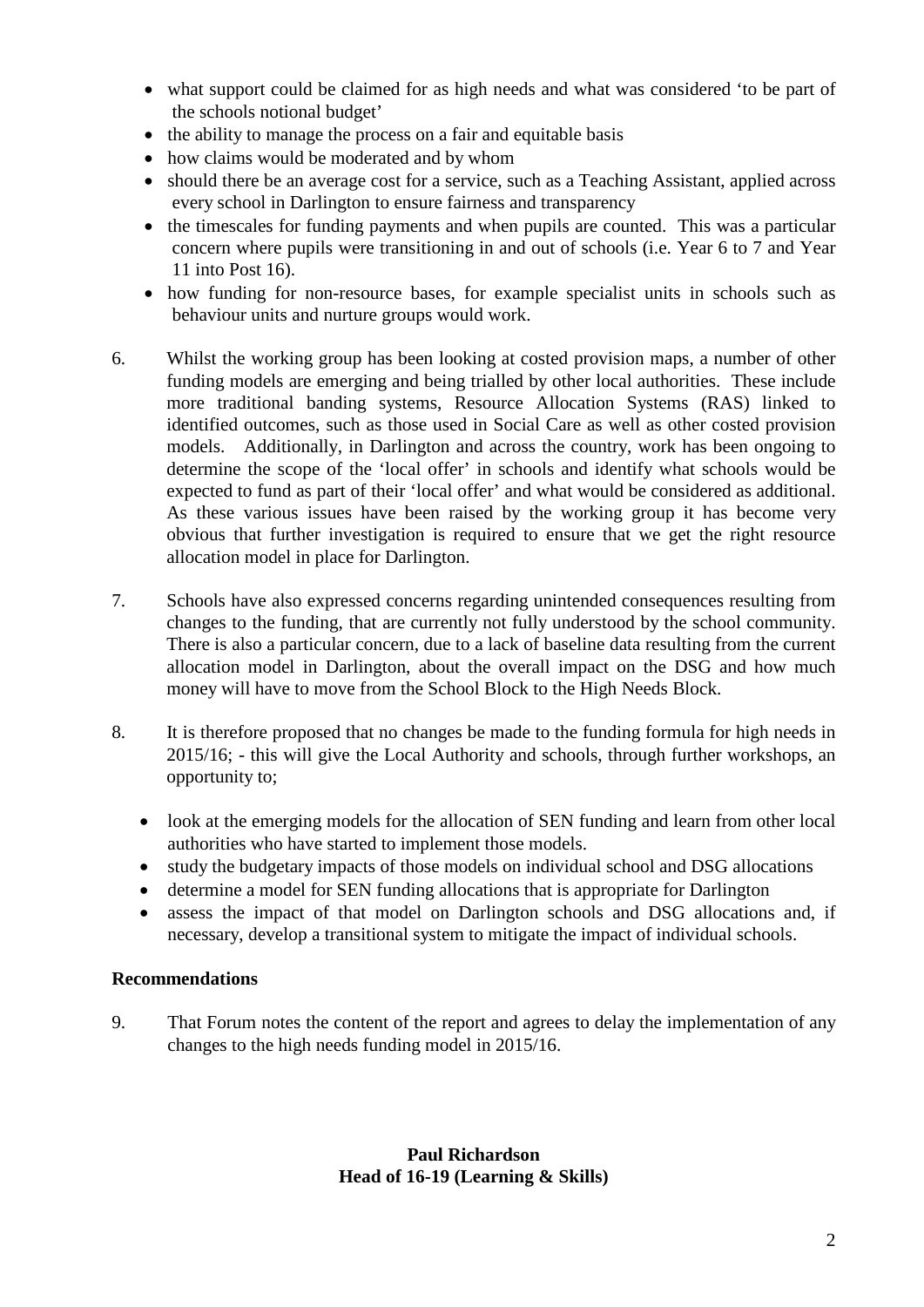- what support could be claimed for as high needs and what was considered 'to be part of the schools notional budget'
- the ability to manage the process on a fair and equitable basis
- how claims would be moderated and by whom
- should there be an average cost for a service, such as a Teaching Assistant, applied across every school in Darlington to ensure fairness and transparency
- the timescales for funding payments and when pupils are counted. This was a particular concern where pupils were transitioning in and out of schools (i.e. Year 6 to 7 and Year 11 into Post 16).
- how funding for non-resource bases, for example specialist units in schools such as behaviour units and nurture groups would work.

6. Whilst the working group has been looking at costed provision maps, a number of other funding models are emerging and being trialled by other local authorities. These include more traditional banding systems, Resource Allocation Systems (RAS) linked to identified outcomes, such as those used in Social Care as well as other costed provision models. Additionally, in Darlington and across the country, work has been ongoing to determine the scope of the 'local offer' in schools and identify what schools would be expected to fund as part of their 'local offer' and what would be considered as additional. As these various issues have been raised by the working group it has become very obvious that further investigation is required to ensure that we get the right resource allocation model in place for Darlington.

7. Schools have also expressed concerns regarding unintended consequences resulting from changes to the funding, that are currently not fully understood by the school community. There is also a particular concern, due to a lack of baseline data resulting from the current allocation model in Darlington, about the overall impact on the DSG and how much money will have to move from the School Block to the High Needs Block.

8. It is therefore proposed that no changes be made to the funding formula for high needs in 2015/16; - this will give the Local Authority and schools, through further workshops, an opportunity to;

   - look at the emerging models for the allocation of SEN funding and learn from other local authorities who have started to implement those models.
   - study the budgetary impacts of those models on individual school and DSG allocations
   - determine a model for SEN funding allocations that is appropriate for Darlington
   - assess the impact of that model on Darlington schools and DSG allocations and, if necessary, develop a transitional system to mitigate the impact of individual schools.

**Recommendations**

9. That Forum notes the content of the report and agrees to delay the implementation of any changes to the high needs funding model in 2015/16.

**Paul Richardson**
**Head of 16-19 (Learning & Skills)**